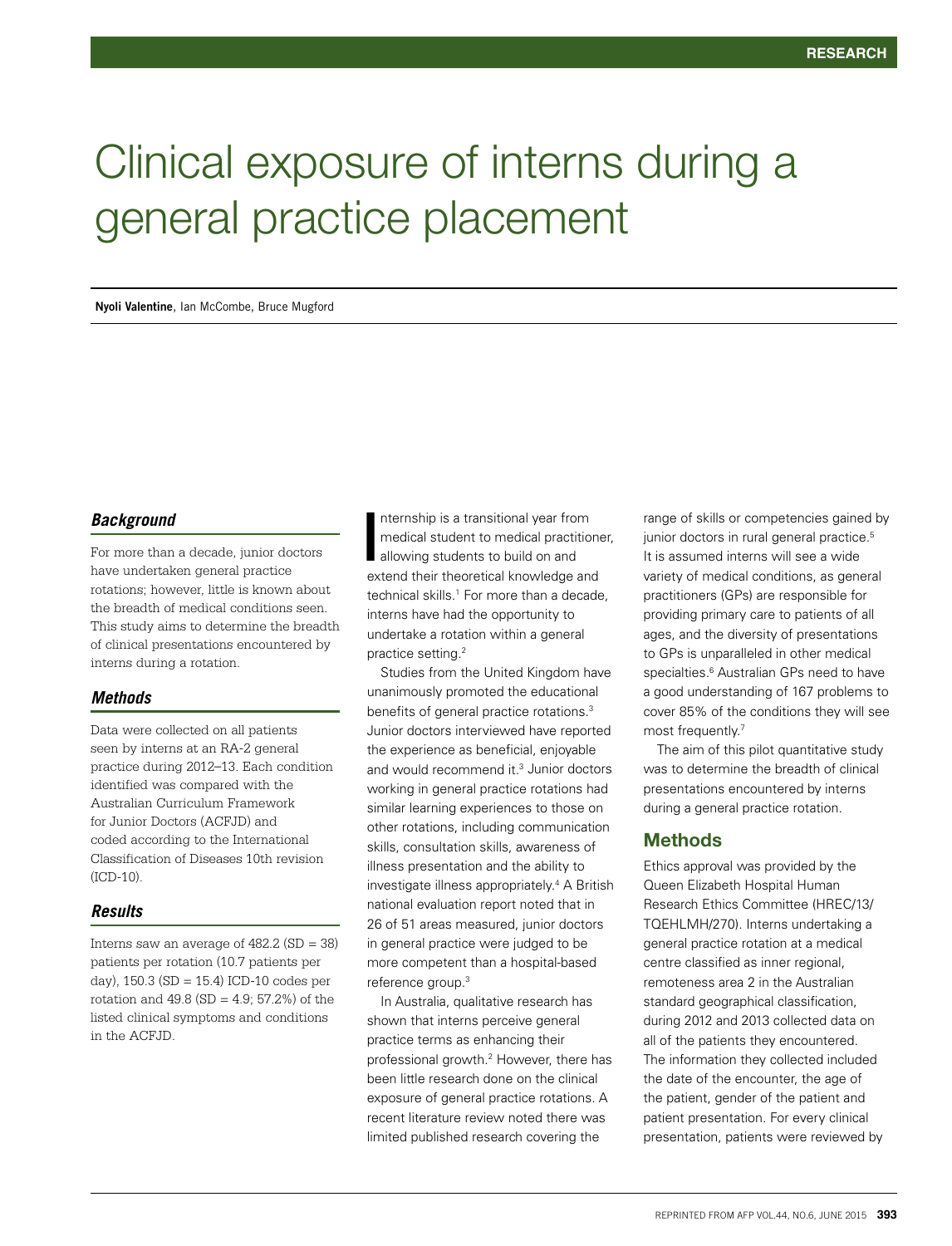# Clinical exposure of interns during a general practice placement

**Nyoli Valentine**, Ian McCombe, Bruce Mugford

### *Background*

For more than a decade, junior doctors have undertaken general practice rotations; however, little is known about the breadth of medical conditions seen. This study aims to determine the breadth of clinical presentations encountered by interns during a rotation.

### *Methods*

Data were collected on all patients seen by interns at an RA-2 general practice during 2012–13. Each condition identified was compared with the Australian Curriculum Framework for Junior Doctors (ACFJD) and coded according to the International Classification of Diseases 10th revision (ICD-10).

### *Results*

Interns saw an average of 482.2 (SD = 38) patients per rotation (10.7 patients per day), 150.3 (SD = 15.4) ICD-10 codes per rotation and 49.8 (SD = 4.9; 57.2%) of the listed clinical symptoms and conditions in the ACFJD.

Internship is a transitional year from medical student to medical practitioner, allowing students to build on and extend their theoretical knowledge and technical skills.[1] For more than a decade, interns have had the opportunity to undertake a rotation within a general practice setting.[2]

Studies from the United Kingdom have unanimously promoted the educational benefits of general practice rotations.[3] Junior doctors interviewed have reported the experience as beneficial, enjoyable and would recommend it.[3] Junior doctors working in general practice rotations had similar learning experiences to those on other rotations, including communication skills, consultation skills, awareness of illness presentation and the ability to investigate illness appropriately.[4] A British national evaluation report noted that in 26 of 51 areas measured, junior doctors in general practice were judged to be more competent than a hospital-based reference group.[3]

In Australia, qualitative research has shown that interns perceive general practice terms as enhancing their professional growth.[2] However, there has been little research done on the clinical exposure of general practice rotations. A recent literature review noted there was limited published research covering the range of skills or competencies gained by junior doctors in rural general practice.[5] It is assumed interns will see a wide variety of medical conditions, as general practitioners (GPs) are responsible for providing primary care to patients of all ages, and the diversity of presentations to GPs is unparalleled in other medical specialties.[6] Australian GPs need to have a good understanding of 167 problems to cover 85% of the conditions they will see most frequently.[7]

The aim of this pilot quantitative study was to determine the breadth of clinical presentations encountered by interns during a general practice rotation.

## Methods

Ethics approval was provided by the Queen Elizabeth Hospital Human Research Ethics Committee (HREC/13/TQEHLMH/270). Interns undertaking a general practice rotation at a medical centre classified as inner regional, remoteness area 2 in the Australian standard geographical classification, during 2012 and 2013 collected data on all of the patients they encountered. The information they collected included the date of the encounter, the age of the patient, gender of the patient and patient presentation. For every clinical presentation, patients were reviewed by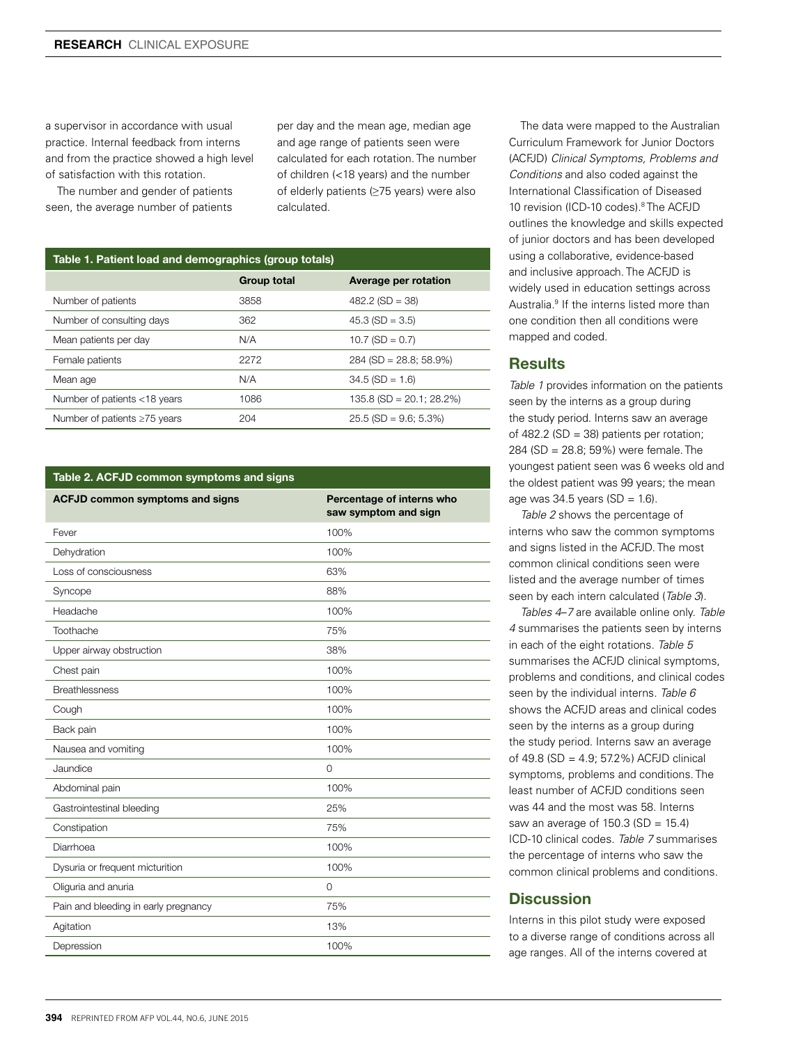a supervisor in accordance with usual practice. Internal feedback from interns and from the practice showed a high level of satisfaction with this rotation.

The number and gender of patients seen, the average number of patients per day and the mean age, median age and age range of patients seen were calculated for each rotation. The number of children (<18 years) and the number of elderly patients (≥75 years) were also calculated.

The data were mapped to the Australian Curriculum Framework for Junior Doctors (ACFJD) *Clinical Symptoms, Problems and Conditions* and also coded against the International Classification of Diseased 10 revision (ICD-10 codes).[8] The ACFJD outlines the knowledge and skills expected of junior doctors and has been developed using a collaborative, evidence-based and inclusive approach. The ACFJD is widely used in education settings across Australia.[9] If the interns listed more than one condition then all conditions were mapped and coded.

**Table 1. Patient load and demographics (group totals)**

| | Group total | Average per rotation |
|---|---|---|
| Number of patients | 3858 | 482.2 (SD = 38) |
| Number of consulting days | 362 | 45.3 (SD = 3.5) |
| Mean patients per day | N/A | 10.7 (SD = 0.7) |
| Female patients | 2272 | 284 (SD = 28.8; 58.9%) |
| Mean age | N/A | 34.5 (SD = 1.6) |
| Number of patients <18 years | 1086 | 135.8 (SD = 20.1; 28.2%) |
| Number of patients ≥75 years | 204 | 25.5 (SD = 9.6; 5.3%) |

**Table 2. ACFJD common symptoms and signs**

| ACFJD common symptoms and signs | Percentage of interns who saw symptom and sign |
|---|---|
| Fever | 100% |
| Dehydration | 100% |
| Loss of consciousness | 63% |
| Syncope | 88% |
| Headache | 100% |
| Toothache | 75% |
| Upper airway obstruction | 38% |
| Chest pain | 100% |
| Breathlessness | 100% |
| Cough | 100% |
| Back pain | 100% |
| Nausea and vomiting | 100% |
| Jaundice | 0 |
| Abdominal pain | 100% |
| Gastrointestinal bleeding | 25% |
| Constipation | 75% |
| Diarrhoea | 100% |
| Dysuria or frequent micturition | 100% |
| Oliguria and anuria | 0 |
| Pain and bleeding in early pregnancy | 75% |
| Agitation | 13% |
| Depression | 100% |

## Results

*Table 1* provides information on the patients seen by the interns as a group during the study period. Interns saw an average of 482.2 (SD = 38) patients per rotation; 284 (SD = 28.8; 59%) were female. The youngest patient seen was 6 weeks old and the oldest patient was 99 years; the mean age was 34.5 years (SD = 1.6).

*Table 2* shows the percentage of interns who saw the common symptoms and signs listed in the ACFJD. The most common clinical conditions seen were listed and the average number of times seen by each intern calculated (*Table 3*).

*Tables 4–7* are available online only. *Table 4* summarises the patients seen by interns in each of the eight rotations. *Table 5* summarises the ACFJD clinical symptoms, problems and conditions, and clinical codes seen by the individual interns. *Table 6* shows the ACFJD areas and clinical codes seen by the interns as a group during the study period. Interns saw an average of 49.8 (SD = 4.9; 57.2%) ACFJD clinical symptoms, problems and conditions. The least number of ACFJD conditions seen was 44 and the most was 58. Interns saw an average of 150.3 (SD = 15.4) ICD-10 clinical codes. *Table 7* summarises the percentage of interns who saw the common clinical problems and conditions.

## Discussion

Interns in this pilot study were exposed to a diverse range of conditions across all age ranges. All of the interns covered at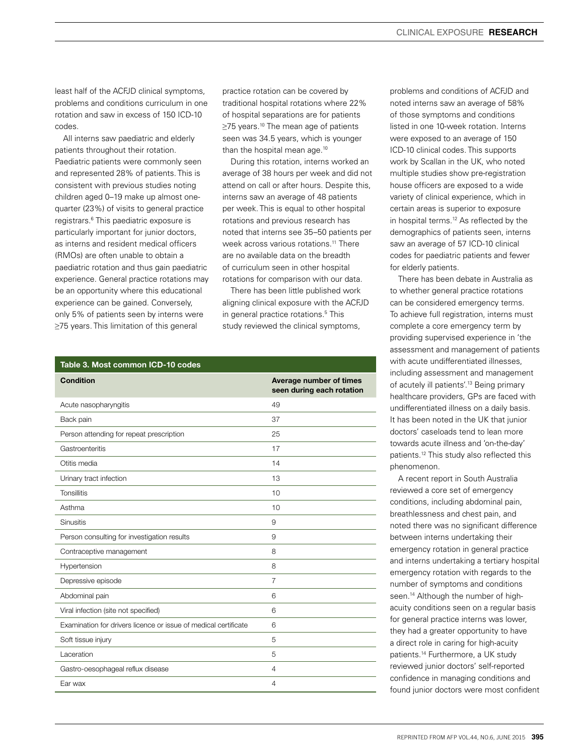least half of the ACFJD clinical symptoms, problems and conditions curriculum in one rotation and saw in excess of 150 ICD-10 codes.

All interns saw paediatric and elderly patients throughout their rotation. Paediatric patients were commonly seen and represented 28% of patients. This is consistent with previous studies noting children aged 0–19 make up almost one-quarter (23%) of visits to general practice registrars.[6] This paediatric exposure is particularly important for junior doctors, as interns and resident medical officers (RMOs) are often unable to obtain a paediatric rotation and thus gain paediatric experience. General practice rotations may be an opportunity where this educational experience can be gained. Conversely, only 5% of patients seen by interns were ≥75 years. This limitation of this general practice rotation can be covered by traditional hospital rotations where 22% of hospital separations are for patients ≥75 years.[10] The mean age of patients seen was 34.5 years, which is younger than the hospital mean age.[10]

During this rotation, interns worked an average of 38 hours per week and did not attend on call or after hours. Despite this, interns saw an average of 48 patients per week. This is equal to other hospital rotations and previous research has noted that interns see 35–50 patients per week across various rotations.[11] There are no available data on the breadth of curriculum seen in other hospital rotations for comparison with our data.

There has been little published work aligning clinical exposure with the ACFJD in general practice rotations.[5] This study reviewed the clinical symptoms, problems and conditions of ACFJD and noted interns saw an average of 58% of those symptoms and conditions listed in one 10-week rotation. Interns were exposed to an average of 150 ICD-10 clinical codes. This supports work by Scallan in the UK, who noted multiple studies show pre-registration house officers are exposed to a wide variety of clinical experience, which in certain areas is superior to exposure in hospital terms.[12] As reflected by the demographics of patients seen, interns saw an average of 57 ICD-10 clinical codes for paediatric patients and fewer for elderly patients.

There has been debate in Australia as to whether general practice rotations can be considered emergency terms. To achieve full registration, interns must complete a core emergency term by providing supervised experience in 'the assessment and management of patients with acute undifferentiated illnesses, including assessment and management of acutely ill patients'.[13] Being primary healthcare providers, GPs are faced with undifferentiated illness on a daily basis. It has been noted in the UK that junior doctors' caseloads tend to lean more towards acute illness and 'on-the-day' patients.[12] This study also reflected this phenomenon.

A recent report in South Australia reviewed a core set of emergency conditions, including abdominal pain, breathlessness and chest pain, and noted there was no significant difference between interns undertaking their emergency rotation in general practice and interns undertaking a tertiary hospital emergency rotation with regards to the number of symptoms and conditions seen.[14] Although the number of high-acuity conditions seen on a regular basis for general practice interns was lower, they had a greater opportunity to have a direct role in caring for high-acuity patients.[14] Furthermore, a UK study reviewed junior doctors' self-reported confidence in managing conditions and found junior doctors were most confident

**Table 3. Most common ICD-10 codes**

| Condition | Average number of times seen during each rotation |
|---|---|
| Acute nasopharyngitis | 49 |
| Back pain | 37 |
| Person attending for repeat prescription | 25 |
| Gastroenteritis | 17 |
| Otitis media | 14 |
| Urinary tract infection | 13 |
| Tonsillitis | 10 |
| Asthma | 10 |
| Sinusitis | 9 |
| Person consulting for investigation results | 9 |
| Contraceptive management | 8 |
| Hypertension | 8 |
| Depressive episode | 7 |
| Abdominal pain | 6 |
| Viral infection (site not specified) | 6 |
| Examination for drivers licence or issue of medical certificate | 6 |
| Soft tissue injury | 5 |
| Laceration | 5 |
| Gastro-oesophageal reflux disease | 4 |
| Ear wax | 4 |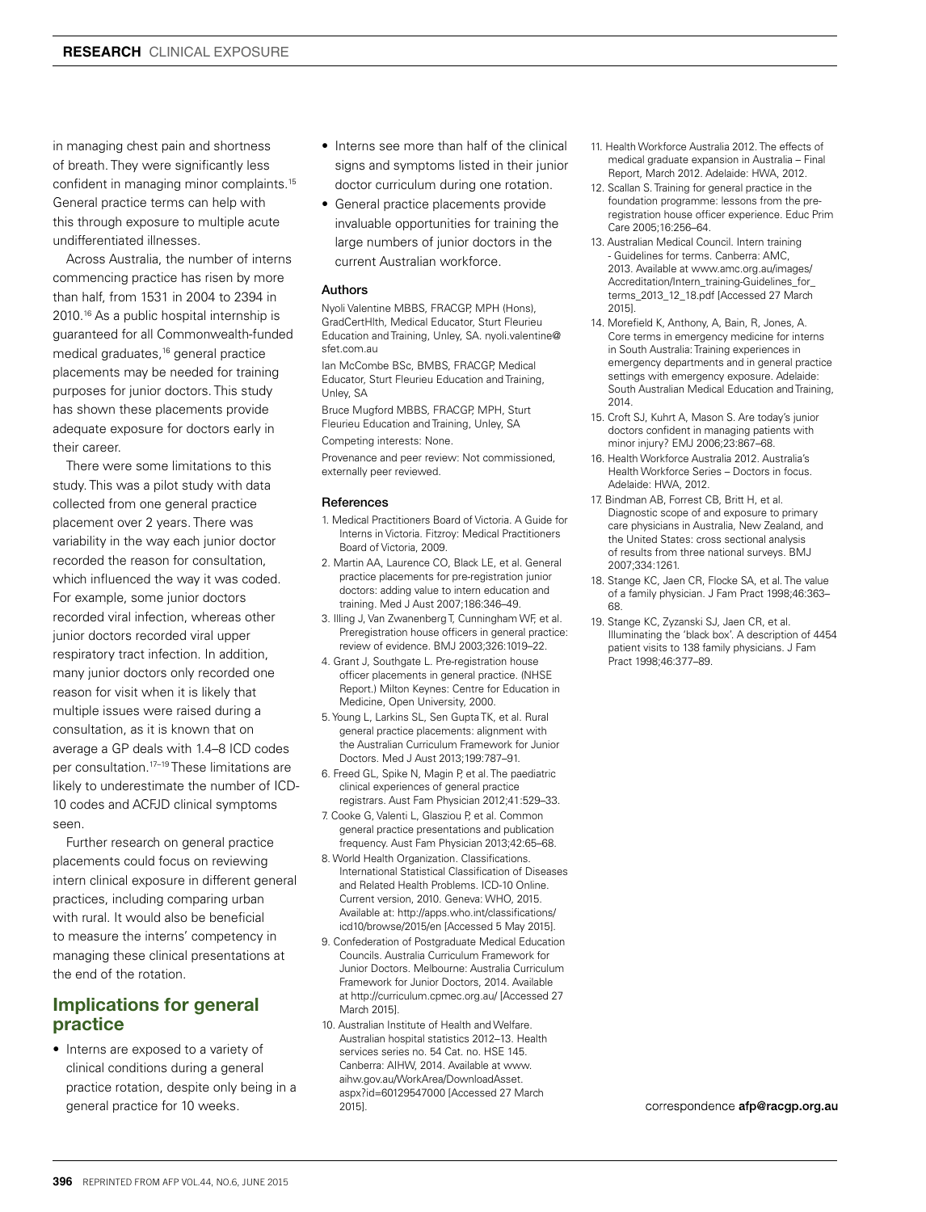in managing chest pain and shortness of breath. They were significantly less confident in managing minor complaints.[15] General practice terms can help with this through exposure to multiple acute undifferentiated illnesses.

Across Australia, the number of interns commencing practice has risen by more than half, from 1531 in 2004 to 2394 in 2010.[16] As a public hospital internship is guaranteed for all Commonwealth-funded medical graduates,[16] general practice placements may be needed for training purposes for junior doctors. This study has shown these placements provide adequate exposure for doctors early in their career.

There were some limitations to this study. This was a pilot study with data collected from one general practice placement over 2 years. There was variability in the way each junior doctor recorded the reason for consultation, which influenced the way it was coded. For example, some junior doctors recorded viral infection, whereas other junior doctors recorded viral upper respiratory tract infection. In addition, many junior doctors only recorded one reason for visit when it is likely that multiple issues were raised during a consultation, as it is known that on average a GP deals with 1.4–8 ICD codes per consultation.[17–19] These limitations are likely to underestimate the number of ICD-10 codes and ACFJD clinical symptoms seen.

Further research on general practice placements could focus on reviewing intern clinical exposure in different general practices, including comparing urban with rural. It would also be beneficial to measure the interns' competency in managing these clinical presentations at the end of the rotation.

## Implications for general practice

- Interns are exposed to a variety of clinical conditions during a general practice rotation, despite only being in a general practice for 10 weeks.
- Interns see more than half of the clinical signs and symptoms listed in their junior doctor curriculum during one rotation.
- General practice placements provide invaluable opportunities for training the large numbers of junior doctors in the current Australian workforce.

### Authors

Nyoli Valentine MBBS, FRACGP, MPH (Hons), GradCertHlth, Medical Educator, Sturt Fleurieu Education and Training, Unley, SA. nyoli.valentine@sfet.com.au

Ian McCombe BSc, BMBS, FRACGP, Medical Educator, Sturt Fleurieu Education and Training, Unley, SA

Bruce Mugford MBBS, FRACGP, MPH, Sturt Fleurieu Education and Training, Unley, SA

Competing interests: None.

Provenance and peer review: Not commissioned, externally peer reviewed.

### References

1. Medical Practitioners Board of Victoria. A Guide for Interns in Victoria. Fitzroy: Medical Practitioners Board of Victoria, 2009.
2. Martin AA, Laurence CO, Black LE, et al. General practice placements for pre-registration junior doctors: adding value to intern education and training. Med J Aust 2007;186:346–49.
3. Illing J, Van Zwanenberg T, Cunningham WF, et al. Preregistration house officers in general practice: review of evidence. BMJ 2003;326:1019–22.
4. Grant J, Southgate L. Pre-registration house officer placements in general practice. (NHSE Report.) Milton Keynes: Centre for Education in Medicine, Open University, 2000.
5. Young L, Larkins SL, Sen Gupta TK, et al. Rural general practice placements: alignment with the Australian Curriculum Framework for Junior Doctors. Med J Aust 2013;199:787–91.
6. Freed GL, Spike N, Magin P, et al. The paediatric clinical experiences of general practice registrars. Aust Fam Physician 2012;41:529–33.
7. Cooke G, Valenti L, Glasziou P, et al. Common general practice presentations and publication frequency. Aust Fam Physician 2013;42:65–68.
8. World Health Organization. Classifications. International Statistical Classification of Diseases and Related Health Problems. ICD-10 Online. Current version, 2010. Geneva: WHO, 2015. Available at: http://apps.who.int/classifications/icd10/browse/2015/en [Accessed 5 May 2015].
9. Confederation of Postgraduate Medical Education Councils. Australia Curriculum Framework for Junior Doctors. Melbourne: Australia Curriculum Framework for Junior Doctors, 2014. Available at http://curriculum.cpmec.org.au/ [Accessed 27 March 2015].
10. Australian Institute of Health and Welfare. Australian hospital statistics 2012–13. Health services series no. 54 Cat. no. HSE 145. Canberra: AIHW, 2014. Available at www.aihw.gov.au/WorkArea/DownloadAsset.aspx?id=60129547000 [Accessed 27 March 2015].
11. Health Workforce Australia 2012. The effects of medical graduate expansion in Australia – Final Report, March 2012. Adelaide: HWA, 2012.
12. Scallan S. Training for general practice in the foundation programme: lessons from the pre-registration house officer experience. Educ Prim Care 2005;16:256–64.
13. Australian Medical Council. Intern training - Guidelines for terms. Canberra: AMC, 2013. Available at www.amc.org.au/images/Accreditation/Intern_training-Guidelines_for_terms_2013_12_18.pdf [Accessed 27 March 2015].
14. Morefield K, Anthony, A, Bain, R, Jones, A. Core terms in emergency medicine for interns in South Australia: Training experiences in emergency departments and in general practice settings with emergency exposure. Adelaide: South Australian Medical Education and Training, 2014.
15. Croft SJ, Kuhrt A, Mason S. Are today's junior doctors confident in managing patients with minor injury? EMJ 2006;23:867–68.
16. Health Workforce Australia 2012. Australia's Health Workforce Series – Doctors in focus. Adelaide: HWA, 2012.
17. Bindman AB, Forrest CB, Britt H, et al. Diagnostic scope of and exposure to primary care physicians in Australia, New Zealand, and the United States: cross sectional analysis of results from three national surveys. BMJ 2007;334:1261.
18. Stange KC, Jaen CR, Flocke SA, et al. The value of a family physician. J Fam Pract 1998;46:363–68.
19. Stange KC, Zyzanski SJ, Jaen CR, et al. Illuminating the 'black box'. A description of 4454 patient visits to 138 family physicians. J Fam Pract 1998;46:377–89.

correspondence **afp@racgp.org.au**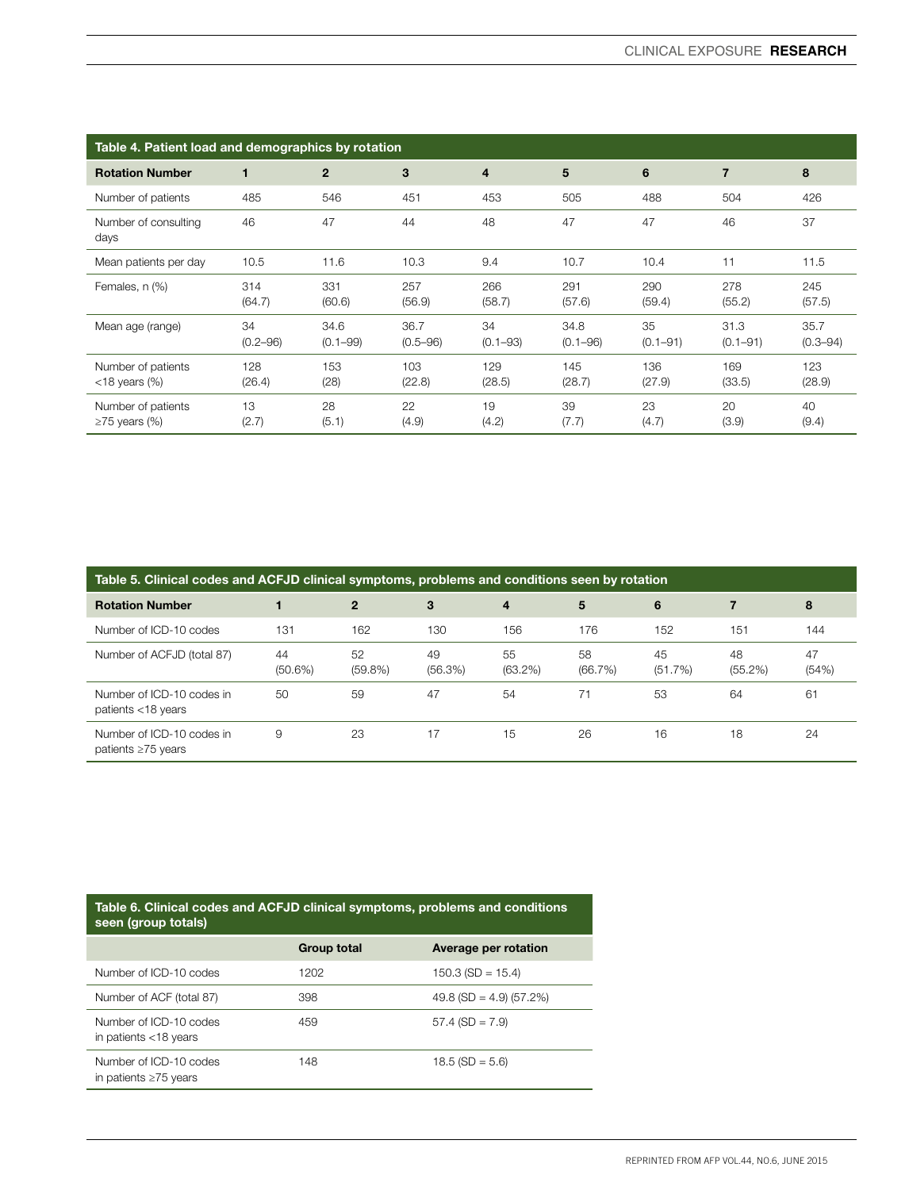**Table 4. Patient load and demographics by rotation**

| Rotation Number | 1 | 2 | 3 | 4 | 5 | 6 | 7 | 8 |
|---|---|---|---|---|---|---|---|---|
| Number of patients | 485 | 546 | 451 | 453 | 505 | 488 | 504 | 426 |
| Number of consulting days | 46 | 47 | 44 | 48 | 47 | 47 | 46 | 37 |
| Mean patients per day | 10.5 | 11.6 | 10.3 | 9.4 | 10.7 | 10.4 | 11 | 11.5 |
| Females, n (%) | 314 (64.7) | 331 (60.6) | 257 (56.9) | 266 (58.7) | 291 (57.6) | 290 (59.4) | 278 (55.2) | 245 (57.5) |
| Mean age (range) | 34 (0.2–96) | 34.6 (0.1–99) | 36.7 (0.5–96) | 34 (0.1–93) | 34.8 (0.1–96) | 35 (0.1–91) | 31.3 (0.1–91) | 35.7 (0.3–94) |
| Number of patients <18 years (%) | 128 (26.4) | 153 (28) | 103 (22.8) | 129 (28.5) | 145 (28.7) | 136 (27.9) | 169 (33.5) | 123 (28.9) |
| Number of patients ≥75 years (%) | 13 (2.7) | 28 (5.1) | 22 (4.9) | 19 (4.2) | 39 (7.7) | 23 (4.7) | 20 (3.9) | 40 (9.4) |

**Table 5. Clinical codes and ACFJD clinical symptoms, problems and conditions seen by rotation**

| Rotation Number | 1 | 2 | 3 | 4 | 5 | 6 | 7 | 8 |
|---|---|---|---|---|---|---|---|---|
| Number of ICD-10 codes | 131 | 162 | 130 | 156 | 176 | 152 | 151 | 144 |
| Number of ACFJD (total 87) | 44 (50.6%) | 52 (59.8%) | 49 (56.3%) | 55 (63.2%) | 58 (66.7%) | 45 (51.7%) | 48 (55.2%) | 47 (54%) |
| Number of ICD-10 codes in patients <18 years | 50 | 59 | 47 | 54 | 71 | 53 | 64 | 61 |
| Number of ICD-10 codes in patients ≥75 years | 9 | 23 | 17 | 15 | 26 | 16 | 18 | 24 |

**Table 6. Clinical codes and ACFJD clinical symptoms, problems and conditions seen (group totals)**

| | Group total | Average per rotation |
|---|---|---|
| Number of ICD-10 codes | 1202 | 150.3 (SD = 15.4) |
| Number of ACF (total 87) | 398 | 49.8 (SD = 4.9) (57.2%) |
| Number of ICD-10 codes in patients <18 years | 459 | 57.4 (SD = 7.9) |
| Number of ICD-10 codes in patients ≥75 years | 148 | 18.5 (SD = 5.6) |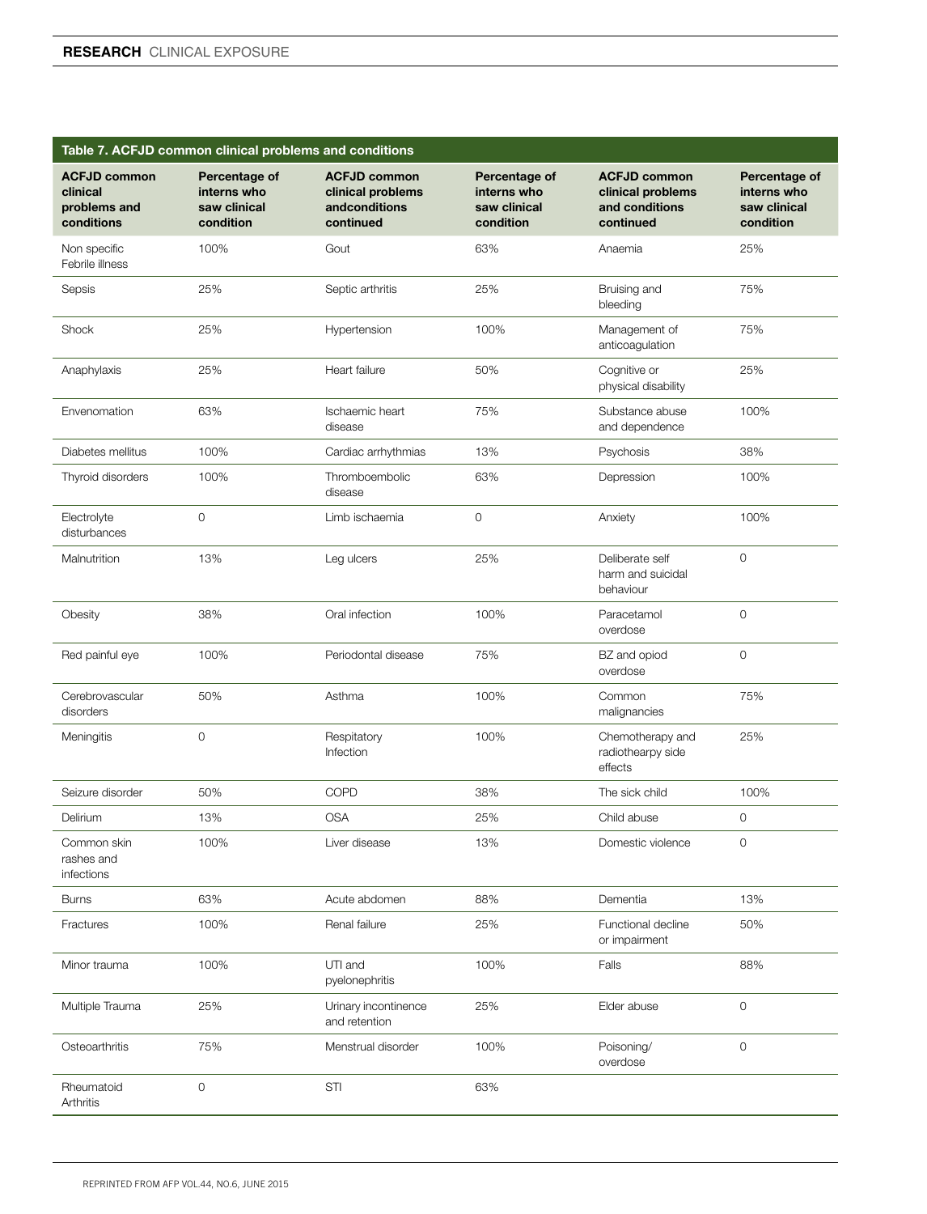**Table 7. ACFJD common clinical problems and conditions**

| ACFJD common clinical problems and conditions | Percentage of interns who saw clinical condition | ACFJD common clinical problems andconditions continued | Percentage of interns who saw clinical condition | ACFJD common clinical problems and conditions continued | Percentage of interns who saw clinical condition |
|---|---|---|---|---|---|
| Non specific Febrile illness | 100% | Gout | 63% | Anaemia | 25% |
| Sepsis | 25% | Septic arthritis | 25% | Bruising and bleeding | 75% |
| Shock | 25% | Hypertension | 100% | Management of anticoagulation | 75% |
| Anaphylaxis | 25% | Heart failure | 50% | Cognitive or physical disability | 25% |
| Envenomation | 63% | Ischaemic heart disease | 75% | Substance abuse and dependence | 100% |
| Diabetes mellitus | 100% | Cardiac arrhythmias | 13% | Psychosis | 38% |
| Thyroid disorders | 100% | Thromboembolic disease | 63% | Depression | 100% |
| Electrolyte disturbances | 0 | Limb ischaemia | 0 | Anxiety | 100% |
| Malnutrition | 13% | Leg ulcers | 25% | Deliberate self harm and suicidal behaviour | 0 |
| Obesity | 38% | Oral infection | 100% | Paracetamol overdose | 0 |
| Red painful eye | 100% | Periodontal disease | 75% | BZ and opiod overdose | 0 |
| Cerebrovascular disorders | 50% | Asthma | 100% | Common malignancies | 75% |
| Meningitis | 0 | Respitatory Infection | 100% | Chemotherapy and radiothearpy side effects | 25% |
| Seizure disorder | 50% | COPD | 38% | The sick child | 100% |
| Delirium | 13% | OSA | 25% | Child abuse | 0 |
| Common skin rashes and infections | 100% | Liver disease | 13% | Domestic violence | 0 |
| Burns | 63% | Acute abdomen | 88% | Dementia | 13% |
| Fractures | 100% | Renal failure | 25% | Functional decline or impairment | 50% |
| Minor trauma | 100% | UTI and pyelonephritis | 100% | Falls | 88% |
| Multiple Trauma | 25% | Urinary incontinence and retention | 25% | Elder abuse | 0 |
| Osteoarthritis | 75% | Menstrual disorder | 100% | Poisoning/ overdose | 0 |
| Rheumatoid Arthritis | 0 | STI | 63% | | |